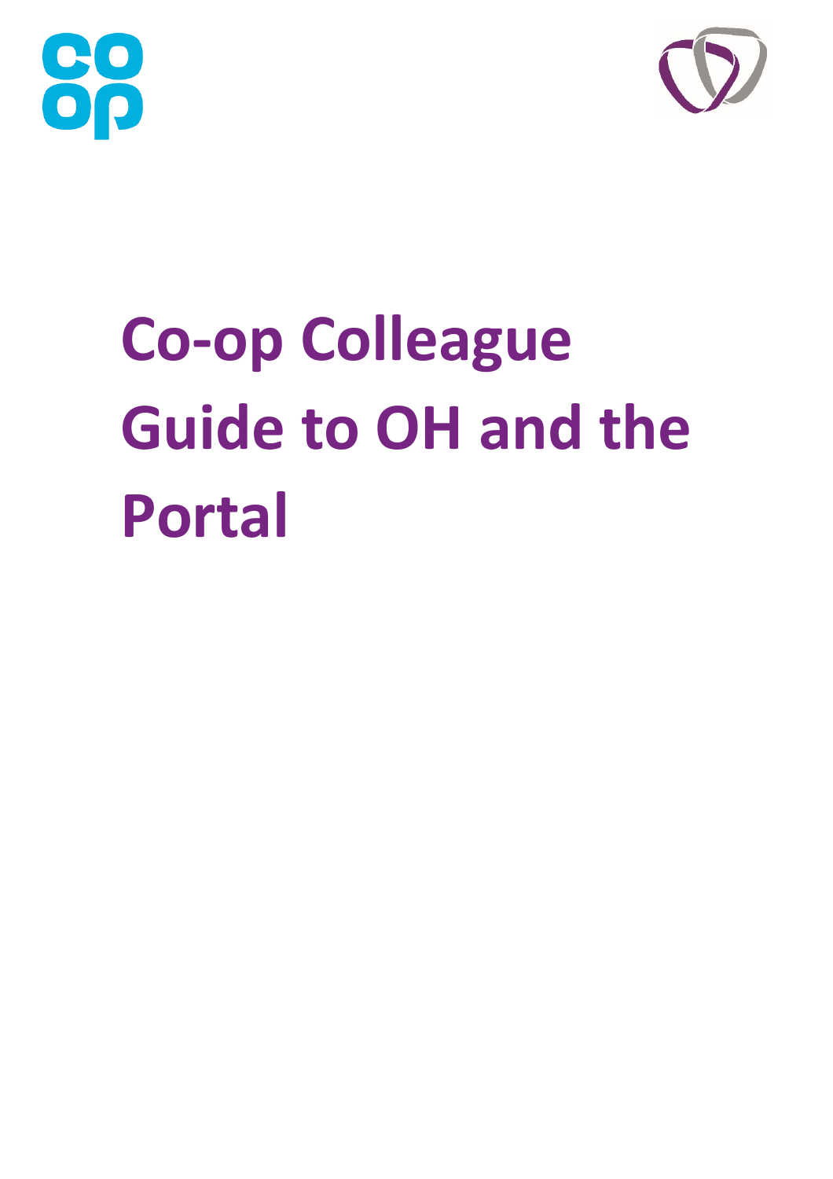# Co-op Colleague Guide to OH and the Portal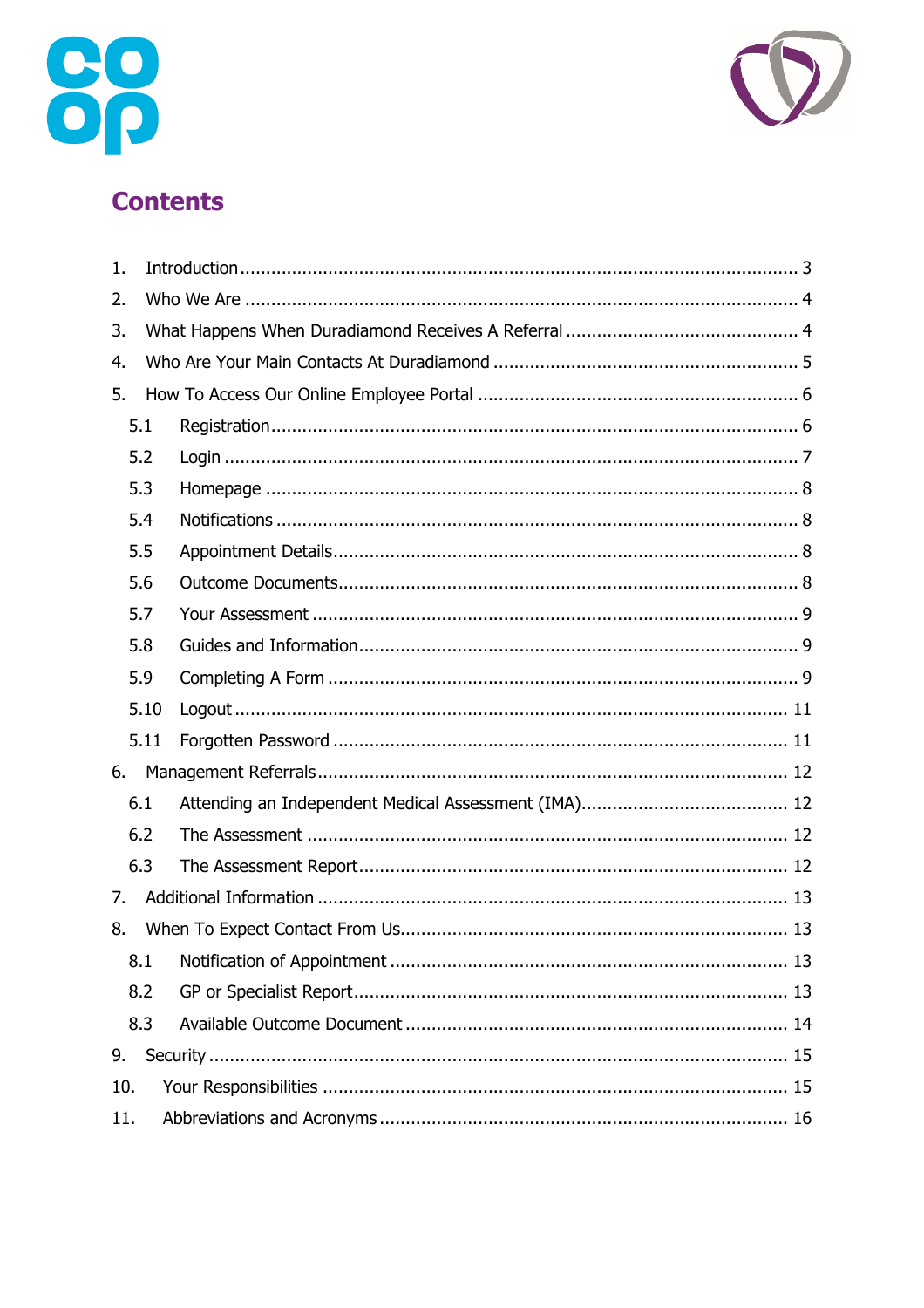# Contents

1. Introduction ........................................................ 3
2. Who We Are ........................................................ 4
3. What Happens When Duradiamond Receives A Referral ........................................................ 4
4. Who Are Your Main Contacts At Duradiamond ........................................................ 5
5. How To Access Our Online Employee Portal ........................................................ 6
   - 5.1 Registration ........................................................ 6
   - 5.2 Login ........................................................ 7
   - 5.3 Homepage ........................................................ 8
   - 5.4 Notifications ........................................................ 8
   - 5.5 Appointment Details ........................................................ 8
   - 5.6 Outcome Documents ........................................................ 8
   - 5.7 Your Assessment ........................................................ 9
   - 5.8 Guides and Information ........................................................ 9
   - 5.9 Completing A Form ........................................................ 9
   - 5.10 Logout ........................................................ 11
   - 5.11 Forgotten Password ........................................................ 11
6. Management Referrals ........................................................ 12
   - 6.1 Attending an Independent Medical Assessment (IMA) ........................................................ 12
   - 6.2 The Assessment ........................................................ 12
   - 6.3 The Assessment Report ........................................................ 12
7. Additional Information ........................................................ 13
8. When To Expect Contact From Us ........................................................ 13
   - 8.1 Notification of Appointment ........................................................ 13
   - 8.2 GP or Specialist Report ........................................................ 13
   - 8.3 Available Outcome Document ........................................................ 14
9. Security ........................................................ 15
10. Your Responsibilities ........................................................ 15
11. Abbreviations and Acronyms ........................................................ 16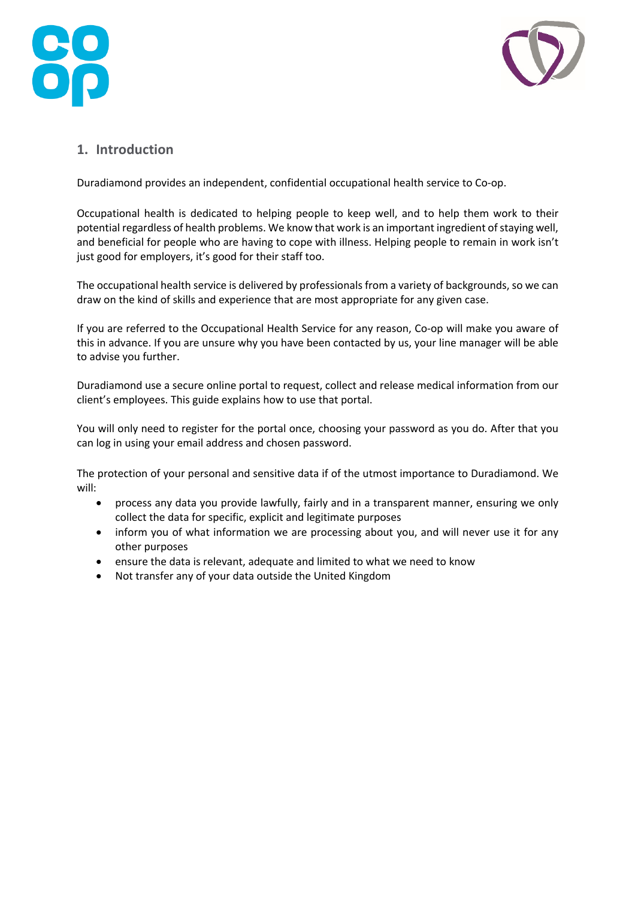## 1. Introduction

Duradiamond provides an independent, confidential occupational health service to Co-op.

Occupational health is dedicated to helping people to keep well, and to help them work to their potential regardless of health problems. We know that work is an important ingredient of staying well, and beneficial for people who are having to cope with illness. Helping people to remain in work isn't just good for employers, it's good for their staff too.

The occupational health service is delivered by professionals from a variety of backgrounds, so we can draw on the kind of skills and experience that are most appropriate for any given case.

If you are referred to the Occupational Health Service for any reason, Co-op will make you aware of this in advance. If you are unsure why you have been contacted by us, your line manager will be able to advise you further.

Duradiamond use a secure online portal to request, collect and release medical information from our client's employees. This guide explains how to use that portal.

You will only need to register for the portal once, choosing your password as you do. After that you can log in using your email address and chosen password.

The protection of your personal and sensitive data if of the utmost importance to Duradiamond. We will:

- process any data you provide lawfully, fairly and in a transparent manner, ensuring we only collect the data for specific, explicit and legitimate purposes
- inform you of what information we are processing about you, and will never use it for any other purposes
- ensure the data is relevant, adequate and limited to what we need to know
- Not transfer any of your data outside the United Kingdom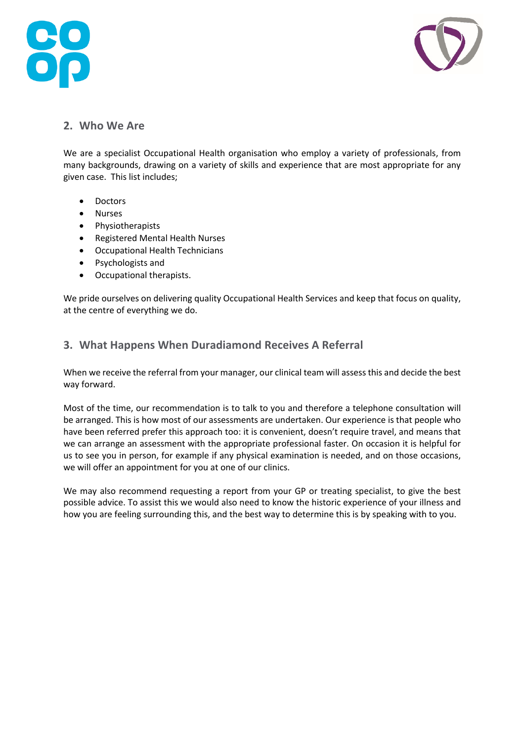## 2. Who We Are

We are a specialist Occupational Health organisation who employ a variety of professionals, from many backgrounds, drawing on a variety of skills and experience that are most appropriate for any given case. This list includes;

- Doctors
- Nurses
- Physiotherapists
- Registered Mental Health Nurses
- Occupational Health Technicians
- Psychologists and
- Occupational therapists.

We pride ourselves on delivering quality Occupational Health Services and keep that focus on quality, at the centre of everything we do.

## 3. What Happens When Duradiamond Receives A Referral

When we receive the referral from your manager, our clinical team will assess this and decide the best way forward.

Most of the time, our recommendation is to talk to you and therefore a telephone consultation will be arranged. This is how most of our assessments are undertaken. Our experience is that people who have been referred prefer this approach too: it is convenient, doesn't require travel, and means that we can arrange an assessment with the appropriate professional faster. On occasion it is helpful for us to see you in person, for example if any physical examination is needed, and on those occasions, we will offer an appointment for you at one of our clinics.

We may also recommend requesting a report from your GP or treating specialist, to give the best possible advice. To assist this we would also need to know the historic experience of your illness and how you are feeling surrounding this, and the best way to determine this is by speaking with to you.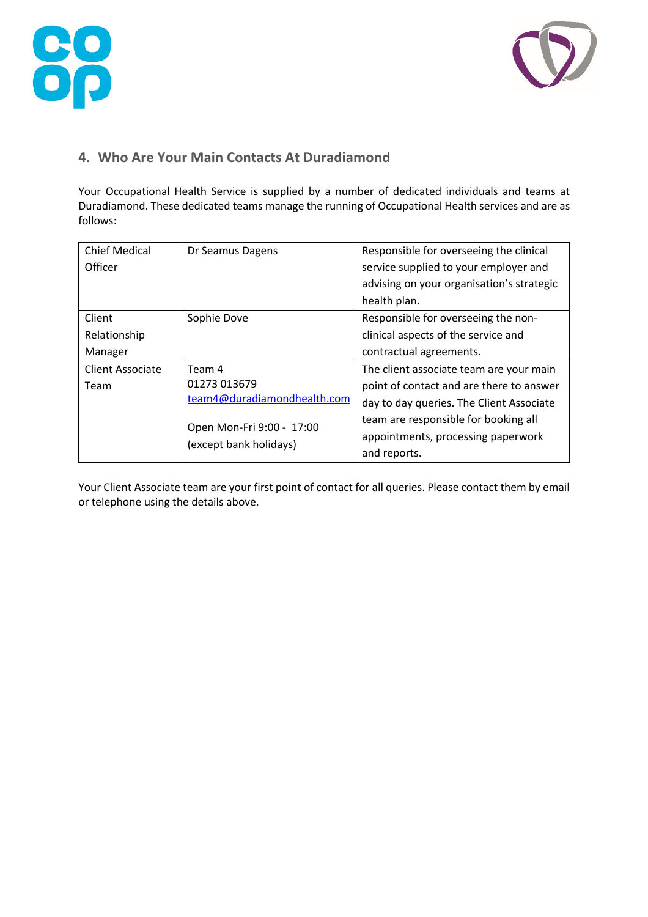## 4. Who Are Your Main Contacts At Duradiamond

Your Occupational Health Service is supplied by a number of dedicated individuals and teams at Duradiamond. These dedicated teams manage the running of Occupational Health services and are as follows:

| | | |
|---|---|---|
| Chief Medical Officer | Dr Seamus Dagens | Responsible for overseeing the clinical service supplied to your employer and advising on your organisation's strategic health plan. |
| Client Relationship Manager | Sophie Dove | Responsible for overseeing the non-clinical aspects of the service and contractual agreements. |
| Client Associate Team | Team 4<br>01273 013679<br>team4@duradiamondhealth.com<br><br>Open Mon-Fri 9:00 - 17:00 (except bank holidays) | The client associate team are your main point of contact and are there to answer day to day queries. The Client Associate team are responsible for booking all appointments, processing paperwork and reports. |

Your Client Associate team are your first point of contact for all queries. Please contact them by email or telephone using the details above.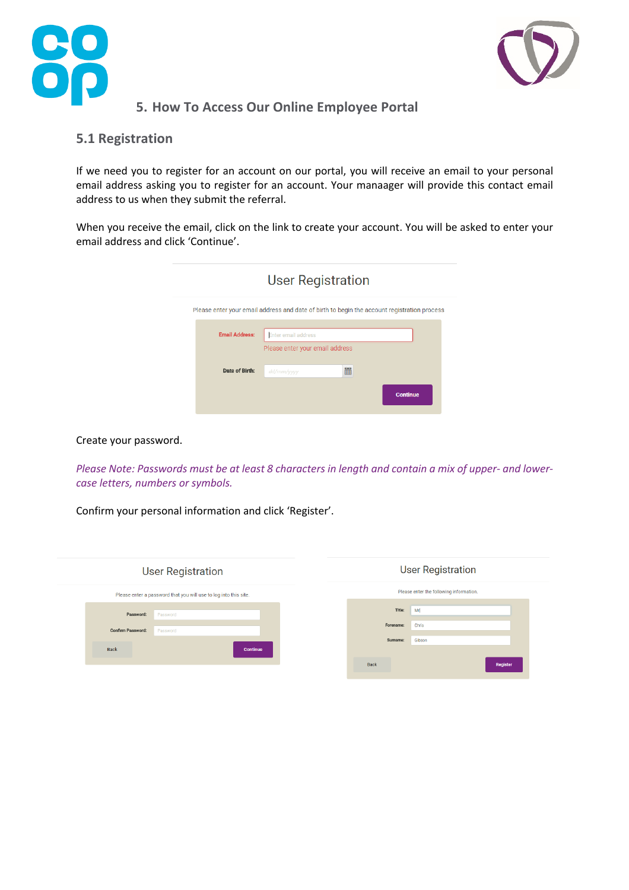## 5. How To Access Our Online Employee Portal

### 5.1 Registration

If we need you to register for an account on our portal, you will receive an email to your personal email address asking you to register for an account. Your manaager will provide this contact email address to us when they submit the referral.

When you receive the email, click on the link to create your account. You will be asked to enter your email address and click 'Continue'.

User Registration

Please enter your email address and date of birth to begin the account registration process

Email Address: Enter email address

Please enter your email address

Date of Birth: dd/mm/yyyy

Continue

Create your password.

*Please Note: Passwords must be at least 8 characters in length and contain a mix of upper- and lower-case letters, numbers or symbols.*

Confirm your personal information and click 'Register'.

User Registration

Please enter a password that you will use to log into this site.

Password: Password

Confirm Password: Password

Back Continue

User Registration

Please enter the following information.

Title: Mr

Forename: Chris

Surname: Gibson

Back Register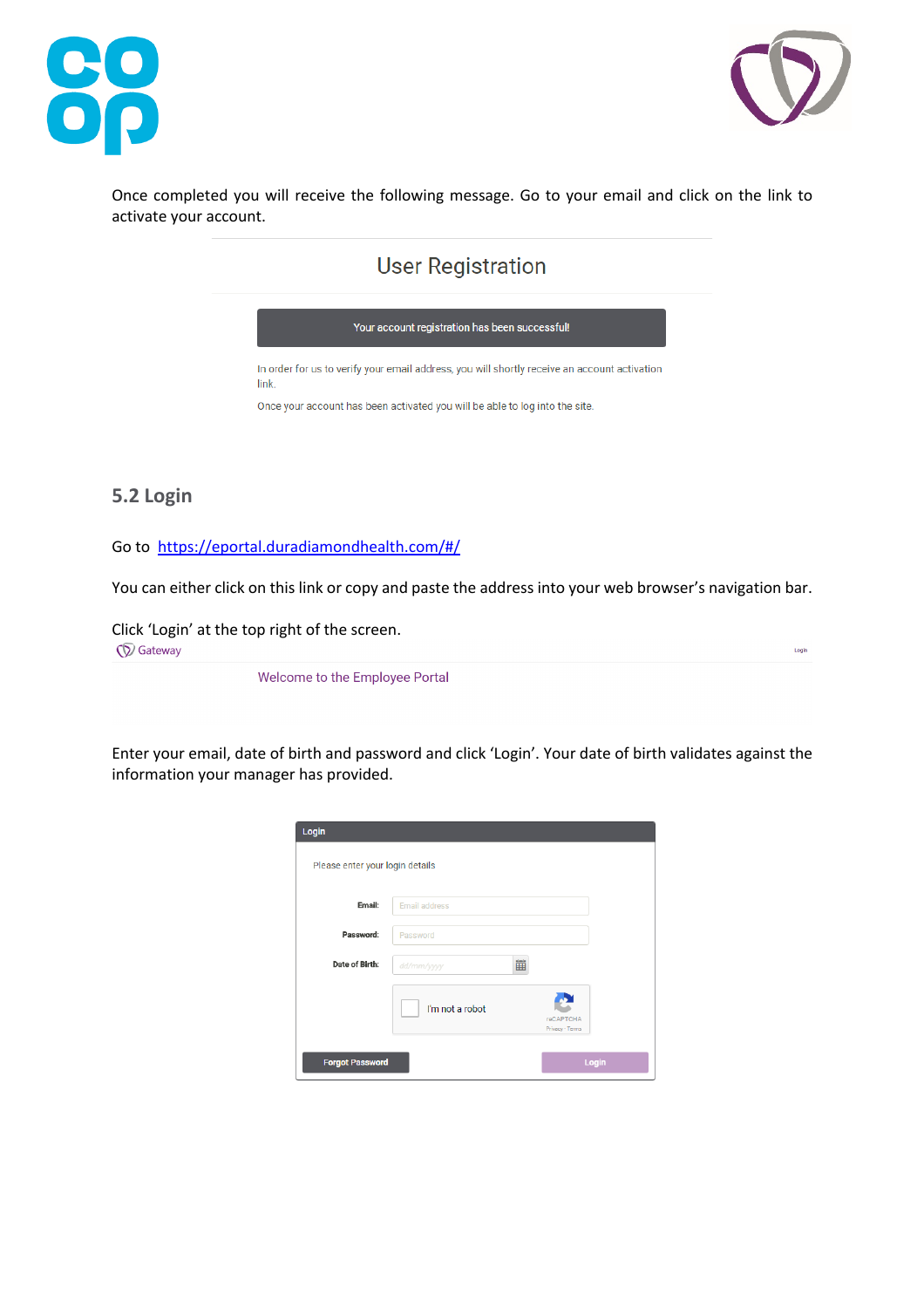Once completed you will receive the following message. Go to your email and click on the link to activate your account.

User Registration

Your account registration has been successful!

In order for us to verify your email address, you will shortly receive an account activation link.

Once your account has been activated you will be able to log into the site.

## 5.2 Login

Go to https://eportal.duradiamondhealth.com/#/

You can either click on this link or copy and paste the address into your web browser's navigation bar.

Click 'Login' at the top right of the screen.

Gateway

Login

Welcome to the Employee Portal

Enter your email, date of birth and password and click 'Login'. Your date of birth validates against the information your manager has provided.

Login

Please enter your login details

Email: Email address

Password: Password

Date of Birth: dd/mm/yyyy

I'm not a robot

Forgot Password

Login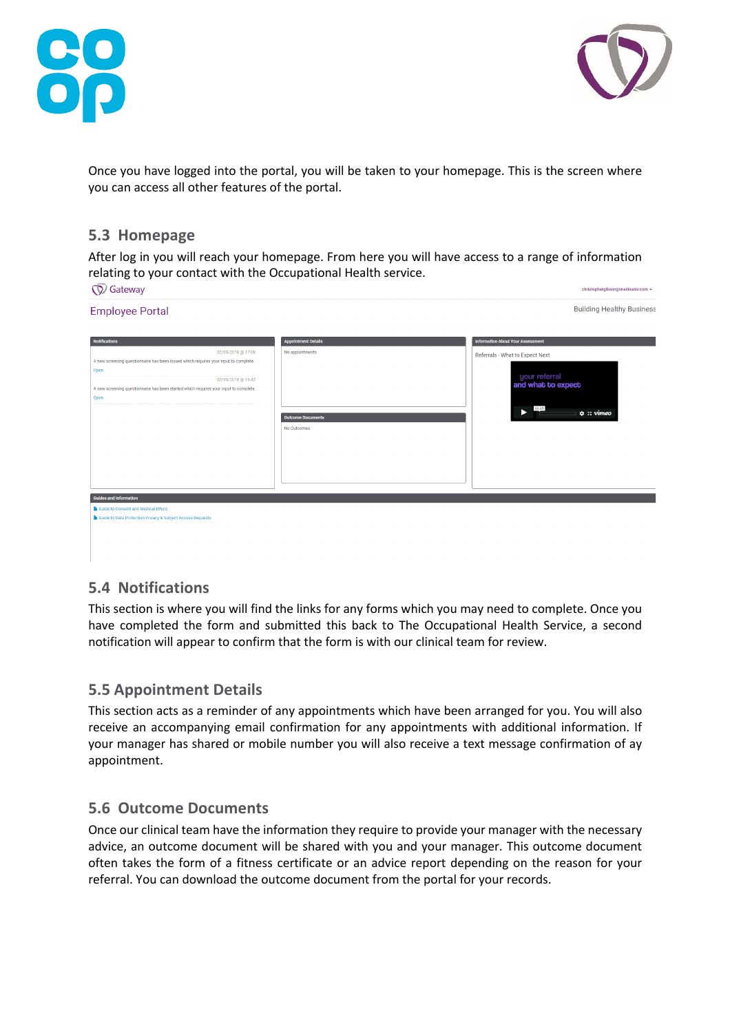Once you have logged into the portal, you will be taken to your homepage. This is the screen where you can access all other features of the portal.

## 5.3 Homepage

After log in you will reach your homepage. From here you will have access to a range of information relating to your contact with the Occupational Health service.

## 5.4 Notifications

This section is where you will find the links for any forms which you may need to complete. Once you have completed the form and submitted this back to The Occupational Health Service, a second notification will appear to confirm that the form is with our clinical team for review.

## 5.5 Appointment Details

This section acts as a reminder of any appointments which have been arranged for you. You will also receive an accompanying email confirmation for any appointments with additional information. If your manager has shared or mobile number you will also receive a text message confirmation of ay appointment.

## 5.6 Outcome Documents

Once our clinical team have the information they require to provide your manager with the necessary advice, an outcome document will be shared with you and your manager. This outcome document often takes the form of a fitness certificate or an advice report depending on the reason for your referral. You can download the outcome document from the portal for your records.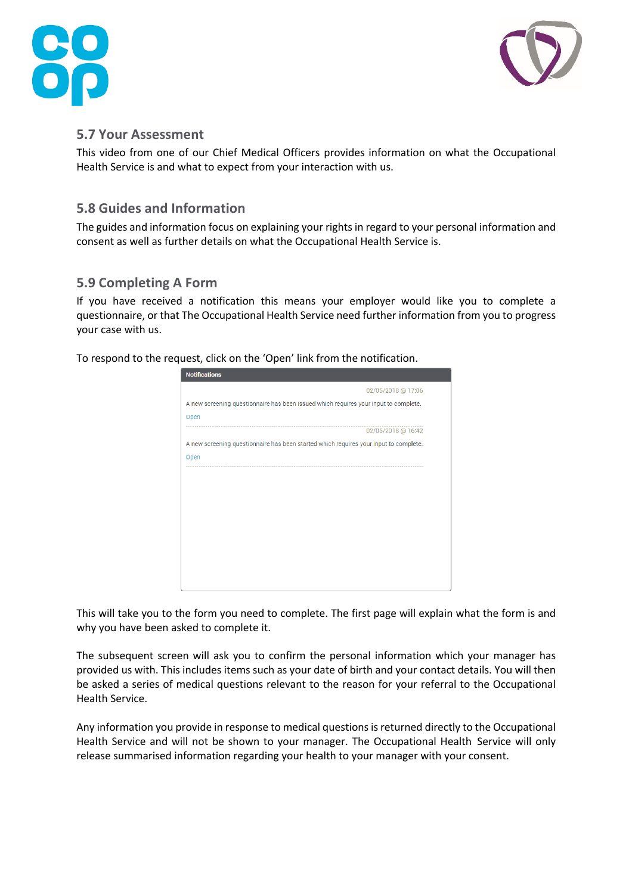## 5.7 Your Assessment

This video from one of our Chief Medical Officers provides information on what the Occupational Health Service is and what to expect from your interaction with us.

## 5.8 Guides and Information

The guides and information focus on explaining your rights in regard to your personal information and consent as well as further details on what the Occupational Health Service is.

## 5.9 Completing A Form

If you have received a notification this means your employer would like you to complete a questionnaire, or that The Occupational Health Service need further information from you to progress your case with us.

To respond to the request, click on the 'Open' link from the notification.

This will take you to the form you need to complete. The first page will explain what the form is and why you have been asked to complete it.

The subsequent screen will ask you to confirm the personal information which your manager has provided us with. This includes items such as your date of birth and your contact details. You will then be asked a series of medical questions relevant to the reason for your referral to the Occupational Health Service.

Any information you provide in response to medical questions is returned directly to the Occupational Health Service and will not be shown to your manager. The Occupational Health Service will only release summarised information regarding your health to your manager with your consent.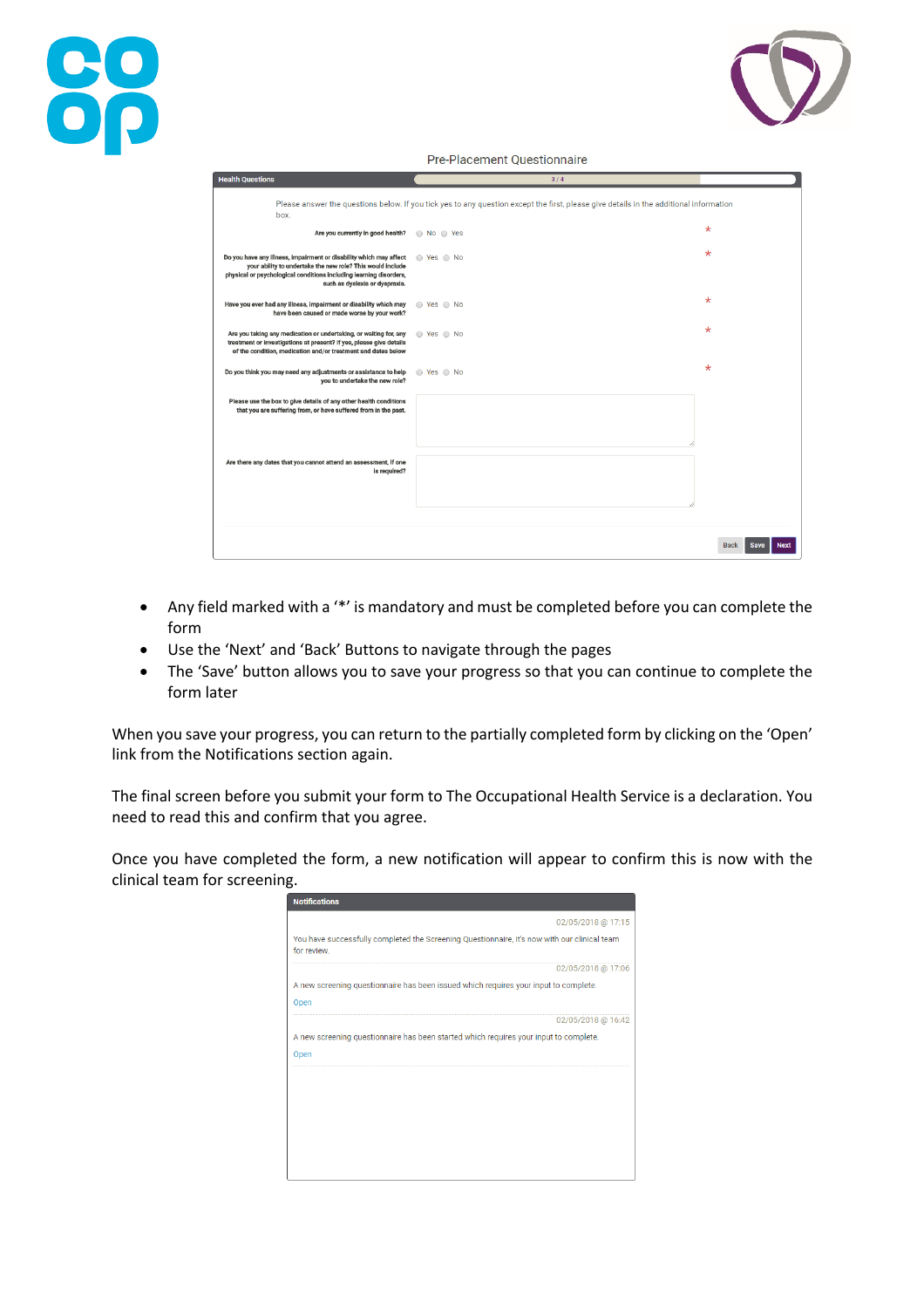Pre-Placement Questionnaire

**Health Questions** — 3 / 4

Please answer the questions below. If you tick yes to any question except the first, please give details in the additional information box.

| Question | Answer | |
|---|---|---|
| Are you currently in good health? | No / Yes | * |
| Do you have any illness, impairment or disability which may affect your ability to undertake the new role? This would include physical or psychological conditions including learning disorders, such as dyslexia or dyspraxia. | Yes / No | * |
| Have you ever had any illness, impairment or disability which may have been caused or made worse by your work? | Yes / No | * |
| Are you taking any medication or undertaking, or waiting for, any treatment or investigations at present? If yes, please give details of the condition, medication and/or treatment and dates below | Yes / No | * |
| Do you think you may need any adjustments or assistance to help you to undertake the new role? | Yes / No | * |
| Please use the box to give details of any other health conditions that you are suffering from, or have suffered from in the past. | | |
| Are there any dates that you cannot attend an assessment, if one is required? | | |

Back | Save | Next

- Any field marked with a '*' is mandatory and must be completed before you can complete the form
- Use the 'Next' and 'Back' Buttons to navigate through the pages
- The 'Save' button allows you to save your progress so that you can continue to complete the form later

When you save your progress, you can return to the partially completed form by clicking on the 'Open' link from the Notifications section again.

The final screen before you submit your form to The Occupational Health Service is a declaration. You need to read this and confirm that you agree.

Once you have completed the form, a new notification will appear to confirm this is now with the clinical team for screening.

**Notifications**

02/05/2018 @ 17:15
You have successfully completed the Screening Questionnaire, it's now with our clinical team for review.

02/05/2018 @ 17:06
A new screening questionnaire has been issued which requires your input to complete.
Open

02/05/2018 @ 16:42
A new screening questionnaire has been started which requires your input to complete.
Open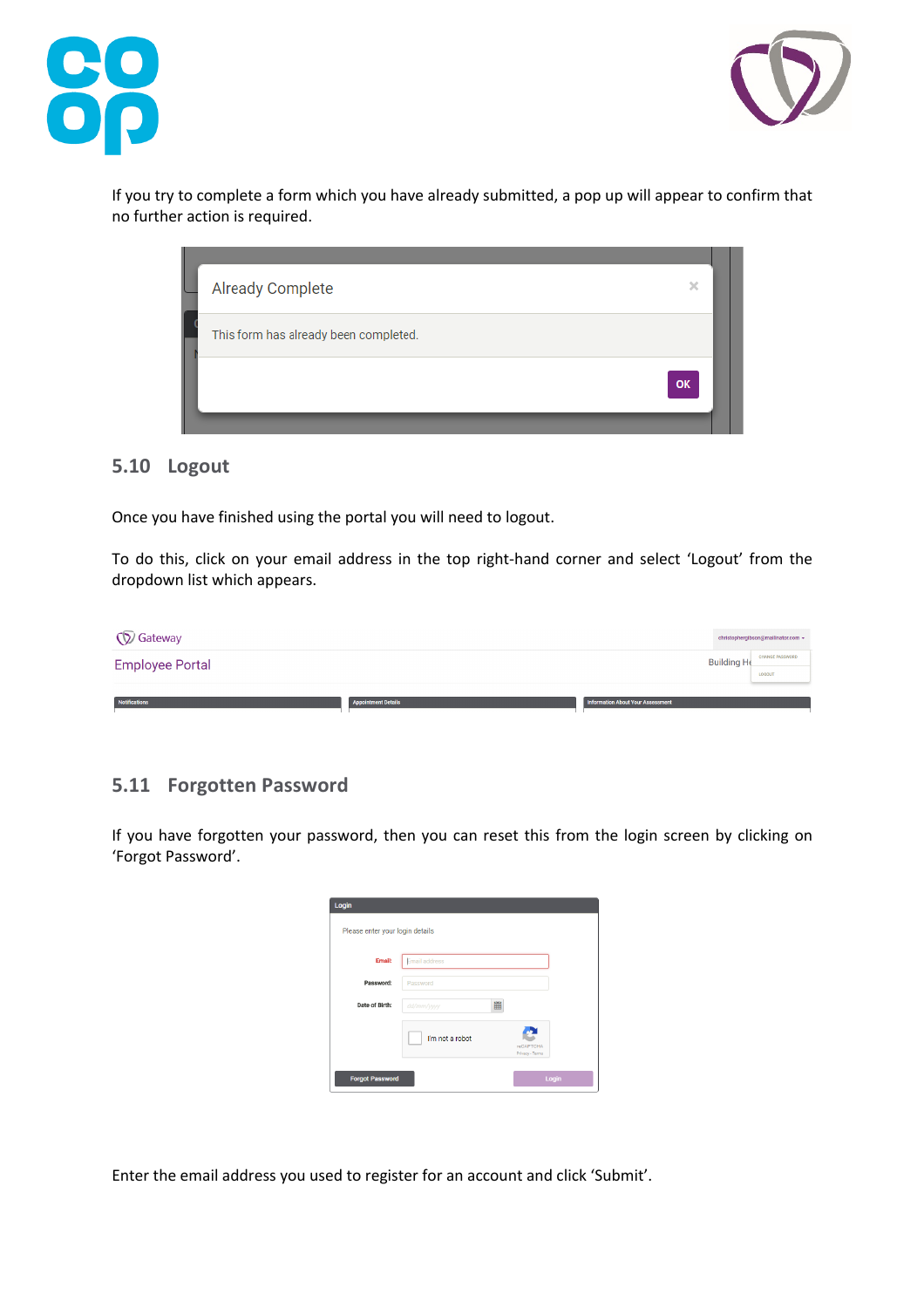If you try to complete a form which you have already submitted, a pop up will appear to confirm that no further action is required.

## 5.10 Logout

Once you have finished using the portal you will need to logout.

To do this, click on your email address in the top right-hand corner and select 'Logout' from the dropdown list which appears.

## 5.11 Forgotten Password

If you have forgotten your password, then you can reset this from the login screen by clicking on 'Forgot Password'.

Enter the email address you used to register for an account and click 'Submit'.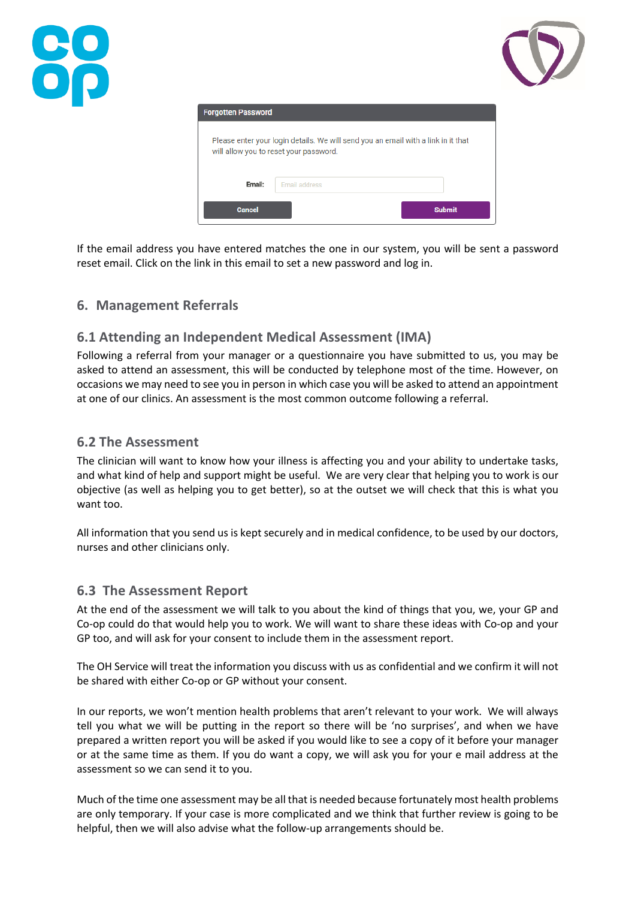**Forgotten Password**

Please enter your login details. We will send you an email with a link in it that will allow you to reset your password.

Email: Email address

Cancel | Submit

If the email address you have entered matches the one in our system, you will be sent a password reset email. Click on the link in this email to set a new password and log in.

## 6. Management Referrals

### 6.1 Attending an Independent Medical Assessment (IMA)

Following a referral from your manager or a questionnaire you have submitted to us, you may be asked to attend an assessment, this will be conducted by telephone most of the time. However, on occasions we may need to see you in person in which case you will be asked to attend an appointment at one of our clinics. An assessment is the most common outcome following a referral.

### 6.2 The Assessment

The clinician will want to know how your illness is affecting you and your ability to undertake tasks, and what kind of help and support might be useful. We are very clear that helping you to work is our objective (as well as helping you to get better), so at the outset we will check that this is what you want too.

All information that you send us is kept securely and in medical confidence, to be used by our doctors, nurses and other clinicians only.

### 6.3 The Assessment Report

At the end of the assessment we will talk to you about the kind of things that you, we, your GP and Co-op could do that would help you to work. We will want to share these ideas with Co-op and your GP too, and will ask for your consent to include them in the assessment report.

The OH Service will treat the information you discuss with us as confidential and we confirm it will not be shared with either Co-op or GP without your consent.

In our reports, we won't mention health problems that aren't relevant to your work. We will always tell you what we will be putting in the report so there will be 'no surprises', and when we have prepared a written report you will be asked if you would like to see a copy of it before your manager or at the same time as them. If you do want a copy, we will ask you for your e mail address at the assessment so we can send it to you.

Much of the time one assessment may be all that is needed because fortunately most health problems are only temporary. If your case is more complicated and we think that further review is going to be helpful, then we will also advise what the follow-up arrangements should be.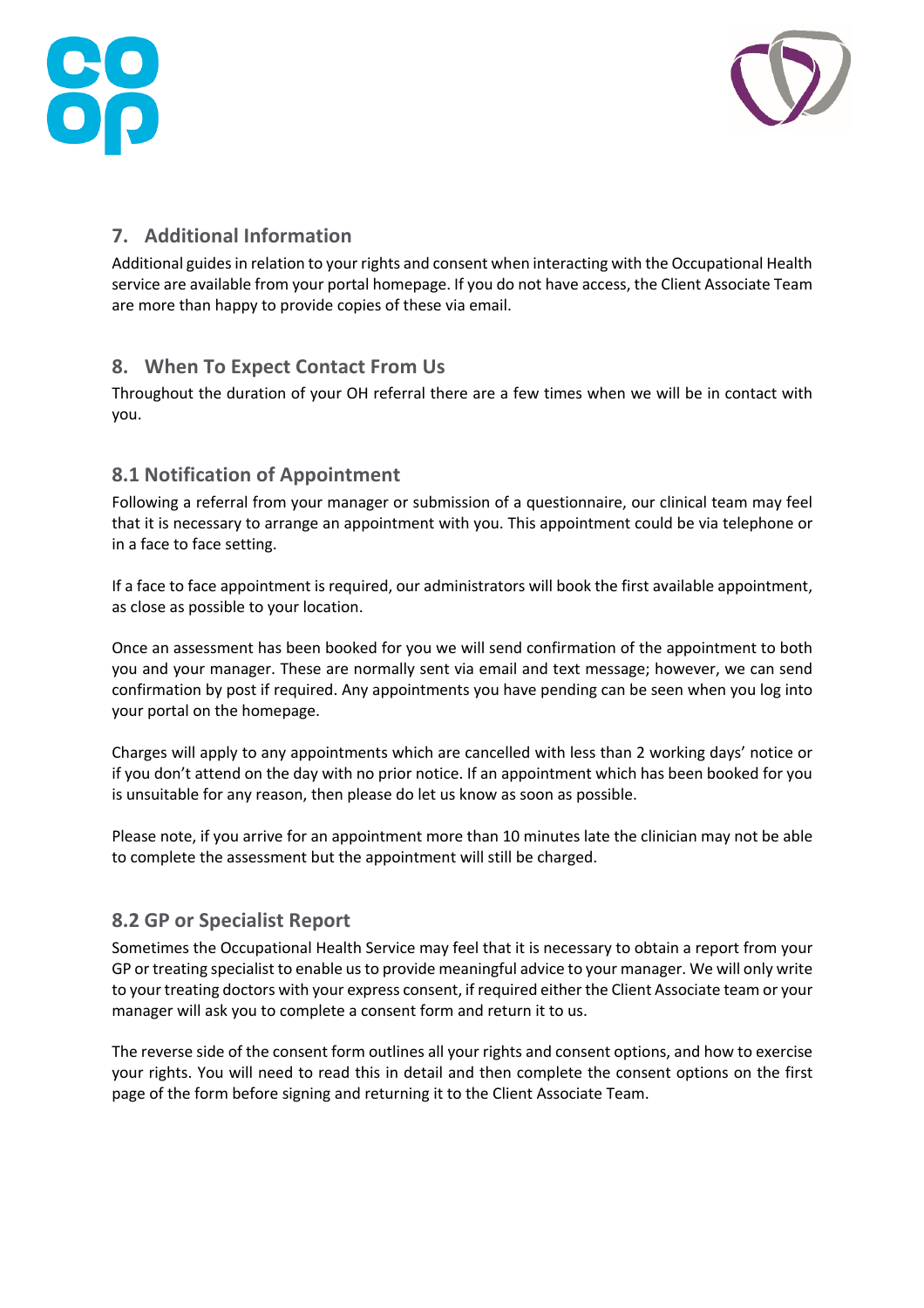## 7. Additional Information

Additional guides in relation to your rights and consent when interacting with the Occupational Health service are available from your portal homepage. If you do not have access, the Client Associate Team are more than happy to provide copies of these via email.

## 8. When To Expect Contact From Us

Throughout the duration of your OH referral there are a few times when we will be in contact with you.

### 8.1 Notification of Appointment

Following a referral from your manager or submission of a questionnaire, our clinical team may feel that it is necessary to arrange an appointment with you. This appointment could be via telephone or in a face to face setting.

If a face to face appointment is required, our administrators will book the first available appointment, as close as possible to your location.

Once an assessment has been booked for you we will send confirmation of the appointment to both you and your manager. These are normally sent via email and text message; however, we can send confirmation by post if required. Any appointments you have pending can be seen when you log into your portal on the homepage.

Charges will apply to any appointments which are cancelled with less than 2 working days' notice or if you don't attend on the day with no prior notice. If an appointment which has been booked for you is unsuitable for any reason, then please do let us know as soon as possible.

Please note, if you arrive for an appointment more than 10 minutes late the clinician may not be able to complete the assessment but the appointment will still be charged.

### 8.2 GP or Specialist Report

Sometimes the Occupational Health Service may feel that it is necessary to obtain a report from your GP or treating specialist to enable us to provide meaningful advice to your manager. We will only write to your treating doctors with your express consent, if required either the Client Associate team or your manager will ask you to complete a consent form and return it to us.

The reverse side of the consent form outlines all your rights and consent options, and how to exercise your rights. You will need to read this in detail and then complete the consent options on the first page of the form before signing and returning it to the Client Associate Team.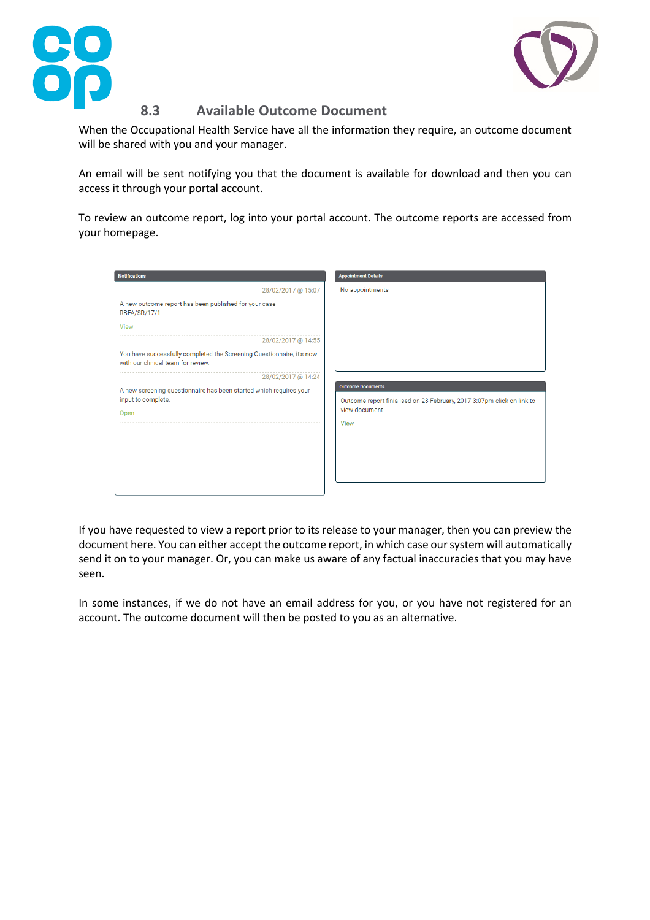### 8.3 Available Outcome Document

When the Occupational Health Service have all the information they require, an outcome document will be shared with you and your manager.

An email will be sent notifying you that the document is available for download and then you can access it through your portal account.

To review an outcome report, log into your portal account. The outcome reports are accessed from your homepage.

**Notifications**

28/02/2017 @ 15:07

A new outcome report has been published for your case - RBFA/SR/17/1

View

28/02/2017 @ 14:55

You have successfully completed the Screening Questionnaire, it's now with our clinical team for review.

28/02/2017 @ 14:24

A new screening questionnaire has been started which requires your input to complete.

Open

**Appointment Details**

No appointments

**Outcome Documents**

Outcome report finalised on 28 February, 2017 3:07pm click on link to view document

View

If you have requested to view a report prior to its release to your manager, then you can preview the document here. You can either accept the outcome report, in which case our system will automatically send it on to your manager. Or, you can make us aware of any factual inaccuracies that you may have seen.

In some instances, if we do not have an email address for you, or you have not registered for an account. The outcome document will then be posted to you as an alternative.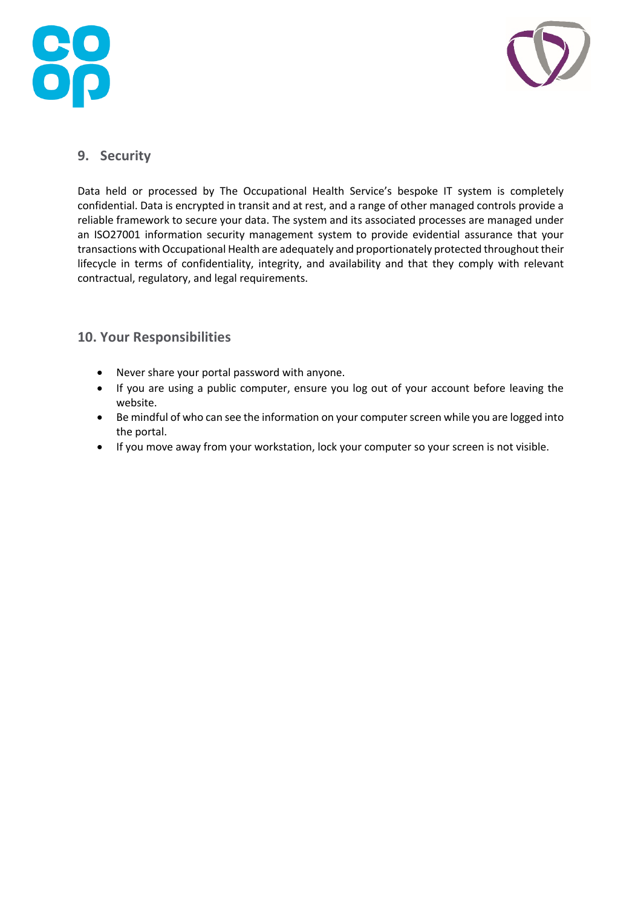## 9. Security

Data held or processed by The Occupational Health Service's bespoke IT system is completely confidential. Data is encrypted in transit and at rest, and a range of other managed controls provide a reliable framework to secure your data. The system and its associated processes are managed under an ISO27001 information security management system to provide evidential assurance that your transactions with Occupational Health are adequately and proportionately protected throughout their lifecycle in terms of confidentiality, integrity, and availability and that they comply with relevant contractual, regulatory, and legal requirements.

## 10. Your Responsibilities

- Never share your portal password with anyone.
- If you are using a public computer, ensure you log out of your account before leaving the website.
- Be mindful of who can see the information on your computer screen while you are logged into the portal.
- If you move away from your workstation, lock your computer so your screen is not visible.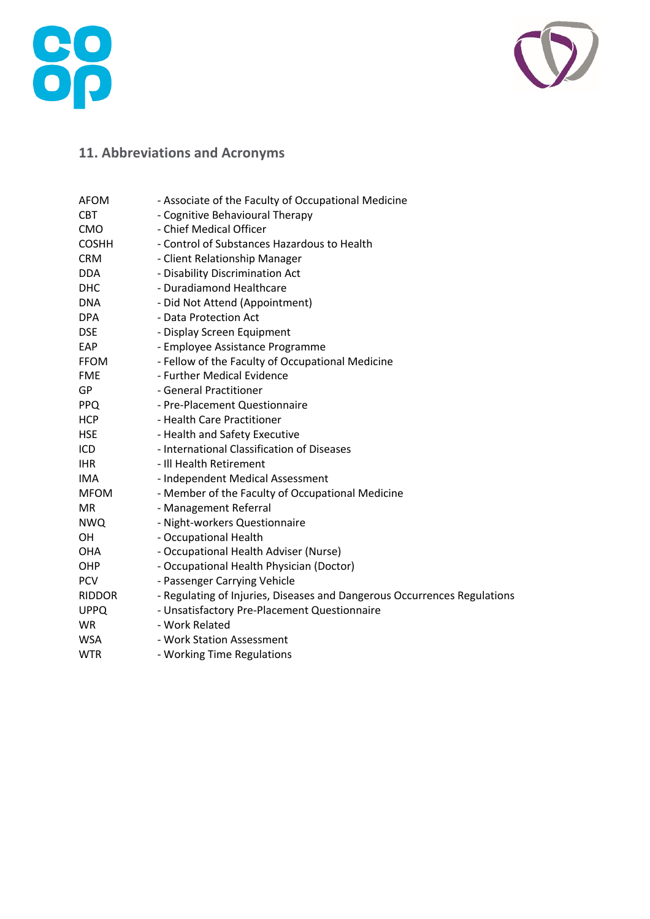## 11. Abbreviations and Acronyms

| | |
|---|---|
| AFOM | - Associate of the Faculty of Occupational Medicine |
| CBT | - Cognitive Behavioural Therapy |
| CMO | - Chief Medical Officer |
| COSHH | - Control of Substances Hazardous to Health |
| CRM | - Client Relationship Manager |
| DDA | - Disability Discrimination Act |
| DHC | - Duradiamond Healthcare |
| DNA | - Did Not Attend (Appointment) |
| DPA | - Data Protection Act |
| DSE | - Display Screen Equipment |
| EAP | - Employee Assistance Programme |
| FFOM | - Fellow of the Faculty of Occupational Medicine |
| FME | - Further Medical Evidence |
| GP | - General Practitioner |
| PPQ | - Pre-Placement Questionnaire |
| HCP | - Health Care Practitioner |
| HSE | - Health and Safety Executive |
| ICD | - International Classification of Diseases |
| IHR | - Ill Health Retirement |
| IMA | - Independent Medical Assessment |
| MFOM | - Member of the Faculty of Occupational Medicine |
| MR | - Management Referral |
| NWQ | - Night-workers Questionnaire |
| OH | - Occupational Health |
| OHA | - Occupational Health Adviser (Nurse) |
| OHP | - Occupational Health Physician (Doctor) |
| PCV | - Passenger Carrying Vehicle |
| RIDDOR | - Regulating of Injuries, Diseases and Dangerous Occurrences Regulations |
| UPPQ | - Unsatisfactory Pre-Placement Questionnaire |
| WR | - Work Related |
| WSA | - Work Station Assessment |
| WTR | - Working Time Regulations |